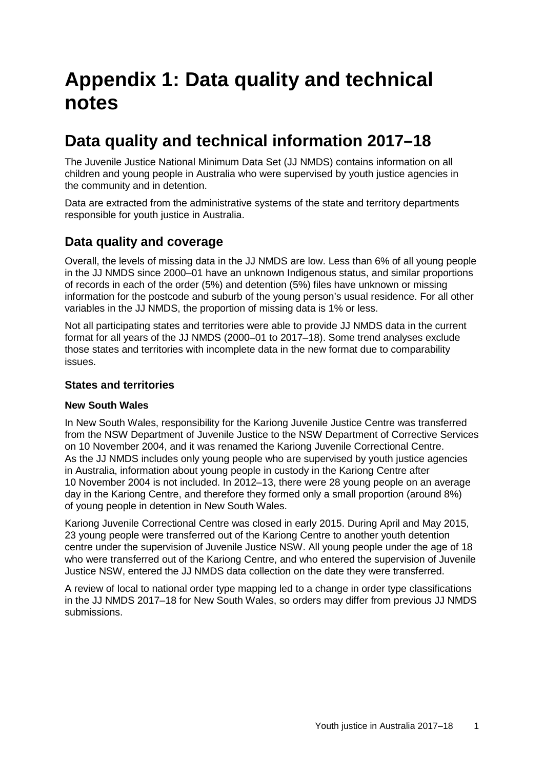# Appendix 1: Data quality and technical notes

## Data quality and technical information 2017–18

The Juvenile Justice National Minimum Data Set (JJ NMDS) contains information on all children and young people in Australia who were supervised by youth justice agencies in the community and in detention.

Data are extracted from the administrative systems of the state and territory departments responsible for youth justice in Australia.

### Data quality and coverage

Overall, the levels of missing data in the JJ NMDS are low. Less than 6% of all young people in the JJ NMDS since 2000–01 have an unknown Indigenous status, and similar proportions of records in each of the order (5%) and detention (5%) files have unknown or missing information for the postcode and suburb of the young person's usual residence. For all other variables in the JJ NMDS, the proportion of missing data is 1% or less.

Not all participating states and territories were able to provide JJ NMDS data in the current format for all years of the JJ NMDS (2000–01 to 2017–18). Some trend analyses exclude those states and territories with incomplete data in the new format due to comparability issues.

#### States and territories

##### New South Wales

In New South Wales, responsibility for the Kariong Juvenile Justice Centre was transferred from the NSW Department of Juvenile Justice to the NSW Department of Corrective Services on 10 November 2004, and it was renamed the Kariong Juvenile Correctional Centre. As the JJ NMDS includes only young people who are supervised by youth justice agencies in Australia, information about young people in custody in the Kariong Centre after 10 November 2004 is not included. In 2012–13, there were 28 young people on an average day in the Kariong Centre, and therefore they formed only a small proportion (around 8%) of young people in detention in New South Wales.

Kariong Juvenile Correctional Centre was closed in early 2015. During April and May 2015, 23 young people were transferred out of the Kariong Centre to another youth detention centre under the supervision of Juvenile Justice NSW. All young people under the age of 18 who were transferred out of the Kariong Centre, and who entered the supervision of Juvenile Justice NSW, entered the JJ NMDS data collection on the date they were transferred.

A review of local to national order type mapping led to a change in order type classifications in the JJ NMDS 2017–18 for New South Wales, so orders may differ from previous JJ NMDS submissions.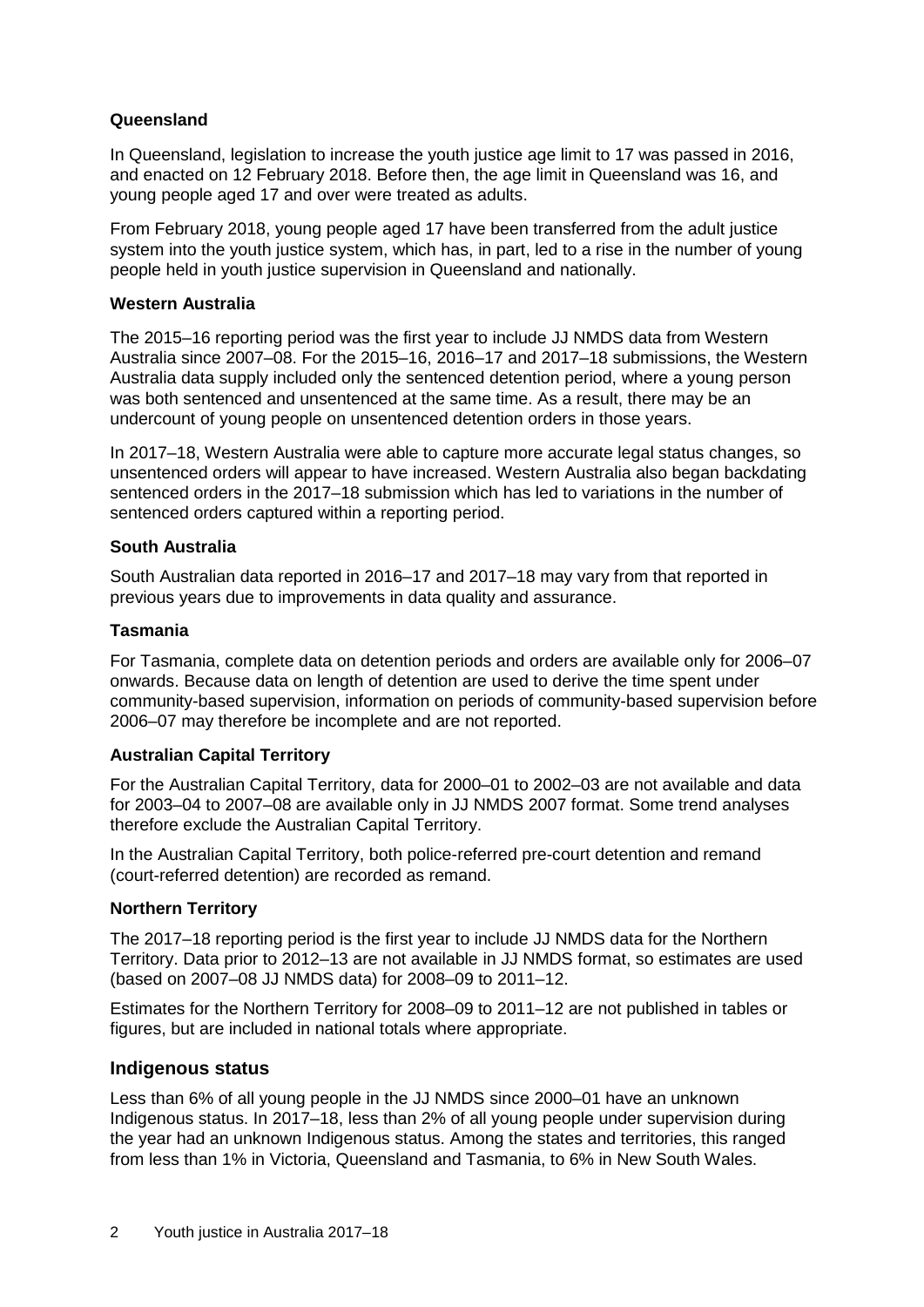### Queensland

In Queensland, legislation to increase the youth justice age limit to 17 was passed in 2016, and enacted on 12 February 2018. Before then, the age limit in Queensland was 16, and young people aged 17 and over were treated as adults.

From February 2018, young people aged 17 have been transferred from the adult justice system into the youth justice system, which has, in part, led to a rise in the number of young people held in youth justice supervision in Queensland and nationally.

### Western Australia

The 2015–16 reporting period was the first year to include JJ NMDS data from Western Australia since 2007–08. For the 2015–16, 2016–17 and 2017–18 submissions, the Western Australia data supply included only the sentenced detention period, where a young person was both sentenced and unsentenced at the same time. As a result, there may be an undercount of young people on unsentenced detention orders in those years.

In 2017–18, Western Australia were able to capture more accurate legal status changes, so unsentenced orders will appear to have increased. Western Australia also began backdating sentenced orders in the 2017–18 submission which has led to variations in the number of sentenced orders captured within a reporting period.

### South Australia

South Australian data reported in 2016–17 and 2017–18 may vary from that reported in previous years due to improvements in data quality and assurance.

### Tasmania

For Tasmania, complete data on detention periods and orders are available only for 2006–07 onwards. Because data on length of detention are used to derive the time spent under community-based supervision, information on periods of community-based supervision before 2006–07 may therefore be incomplete and are not reported.

### Australian Capital Territory

For the Australian Capital Territory, data for 2000–01 to 2002–03 are not available and data for 2003–04 to 2007–08 are available only in JJ NMDS 2007 format. Some trend analyses therefore exclude the Australian Capital Territory.

In the Australian Capital Territory, both police-referred pre-court detention and remand (court-referred detention) are recorded as remand.

### Northern Territory

The 2017–18 reporting period is the first year to include JJ NMDS data for the Northern Territory. Data prior to 2012–13 are not available in JJ NMDS format, so estimates are used (based on 2007–08 JJ NMDS data) for 2008–09 to 2011–12.

Estimates for the Northern Territory for 2008–09 to 2011–12 are not published in tables or figures, but are included in national totals where appropriate.

## Indigenous status

Less than 6% of all young people in the JJ NMDS since 2000–01 have an unknown Indigenous status. In 2017–18, less than 2% of all young people under supervision during the year had an unknown Indigenous status. Among the states and territories, this ranged from less than 1% in Victoria, Queensland and Tasmania, to 6% in New South Wales.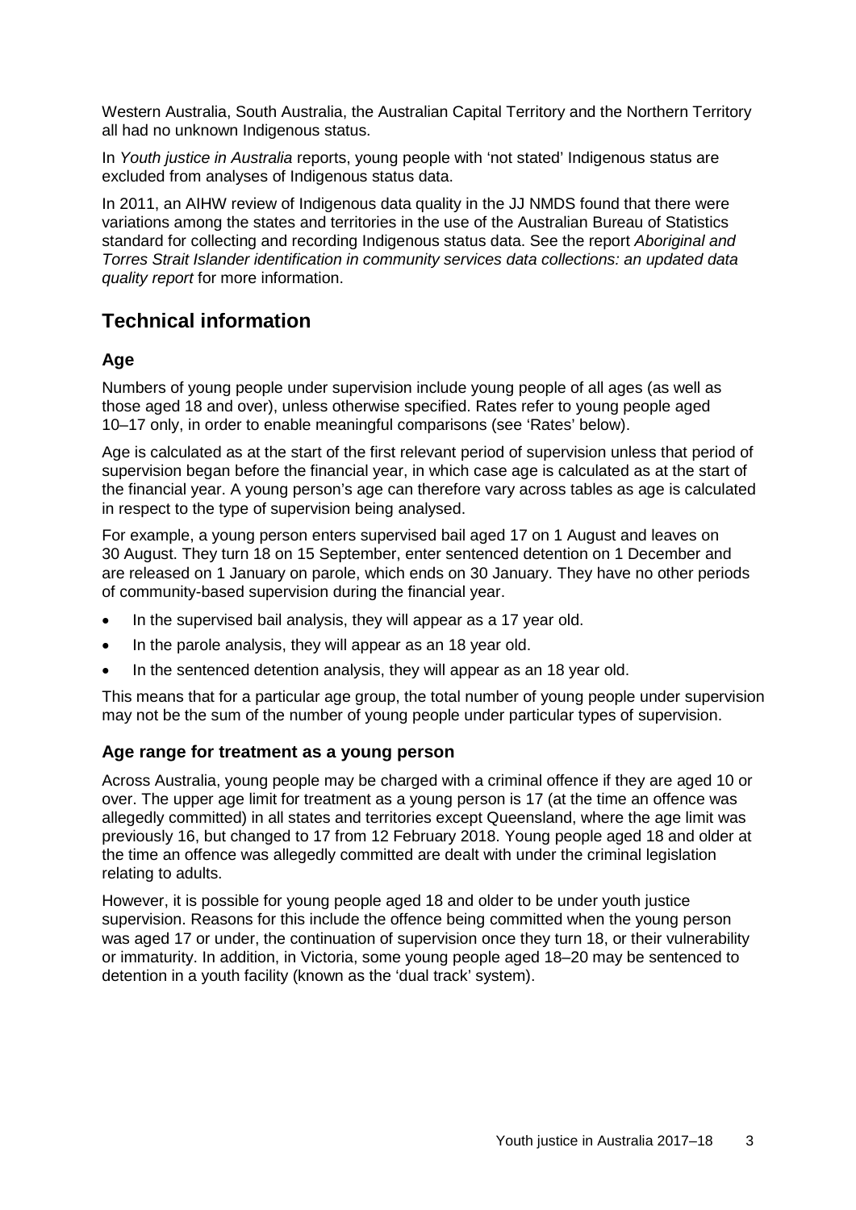Western Australia, South Australia, the Australian Capital Territory and the Northern Territory all had no unknown Indigenous status.

In *Youth justice in Australia* reports, young people with 'not stated' Indigenous status are excluded from analyses of Indigenous status data.

In 2011, an AIHW review of Indigenous data quality in the JJ NMDS found that there were variations among the states and territories in the use of the Australian Bureau of Statistics standard for collecting and recording Indigenous status data. See the report *Aboriginal and Torres Strait Islander identification in community services data collections: an updated data quality report* for more information.

## Technical information

### Age

Numbers of young people under supervision include young people of all ages (as well as those aged 18 and over), unless otherwise specified. Rates refer to young people aged 10–17 only, in order to enable meaningful comparisons (see 'Rates' below).

Age is calculated as at the start of the first relevant period of supervision unless that period of supervision began before the financial year, in which case age is calculated as at the start of the financial year. A young person's age can therefore vary across tables as age is calculated in respect to the type of supervision being analysed.

For example, a young person enters supervised bail aged 17 on 1 August and leaves on 30 August. They turn 18 on 15 September, enter sentenced detention on 1 December and are released on 1 January on parole, which ends on 30 January. They have no other periods of community-based supervision during the financial year.

- In the supervised bail analysis, they will appear as a 17 year old.
- In the parole analysis, they will appear as an 18 year old.
- In the sentenced detention analysis, they will appear as an 18 year old.

This means that for a particular age group, the total number of young people under supervision may not be the sum of the number of young people under particular types of supervision.

### Age range for treatment as a young person

Across Australia, young people may be charged with a criminal offence if they are aged 10 or over. The upper age limit for treatment as a young person is 17 (at the time an offence was allegedly committed) in all states and territories except Queensland, where the age limit was previously 16, but changed to 17 from 12 February 2018. Young people aged 18 and older at the time an offence was allegedly committed are dealt with under the criminal legislation relating to adults.

However, it is possible for young people aged 18 and older to be under youth justice supervision. Reasons for this include the offence being committed when the young person was aged 17 or under, the continuation of supervision once they turn 18, or their vulnerability or immaturity. In addition, in Victoria, some young people aged 18–20 may be sentenced to detention in a youth facility (known as the 'dual track' system).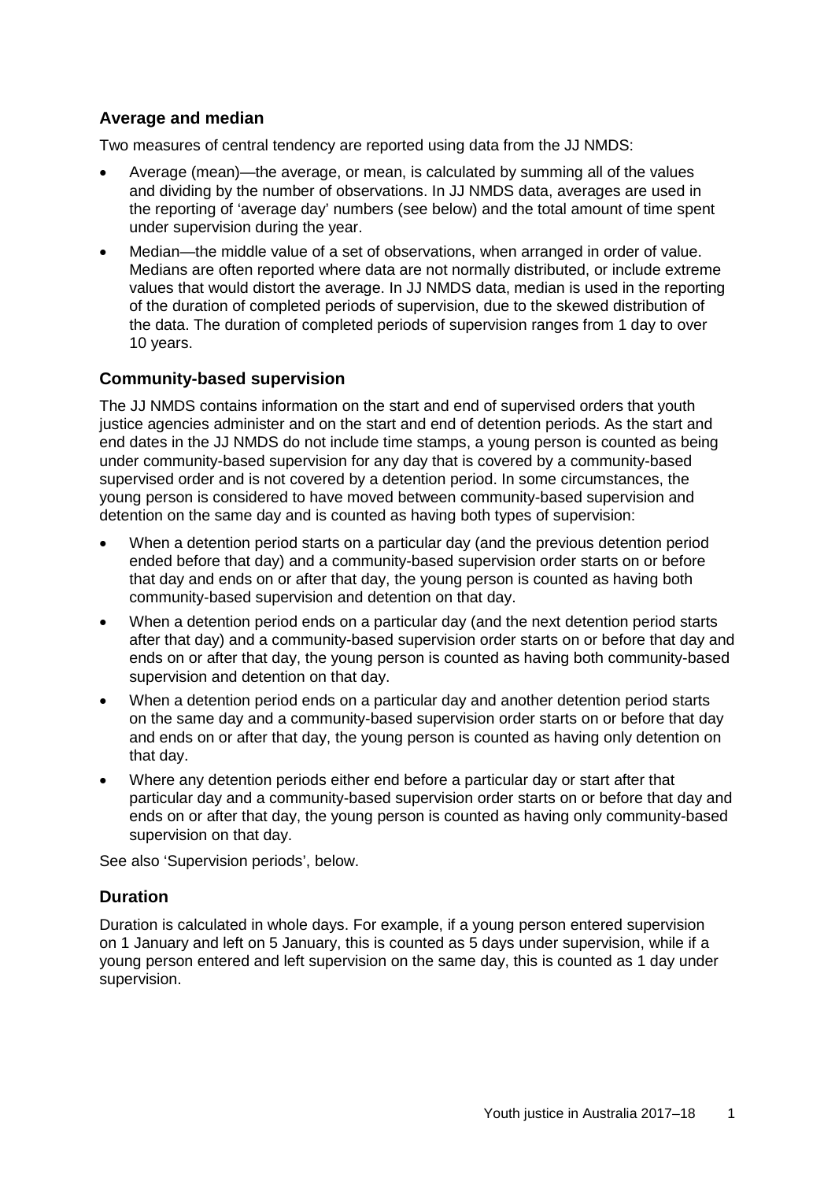### Average and median

Two measures of central tendency are reported using data from the JJ NMDS:

- Average (mean)—the average, or mean, is calculated by summing all of the values and dividing by the number of observations. In JJ NMDS data, averages are used in the reporting of 'average day' numbers (see below) and the total amount of time spent under supervision during the year.
- Median—the middle value of a set of observations, when arranged in order of value. Medians are often reported where data are not normally distributed, or include extreme values that would distort the average. In JJ NMDS data, median is used in the reporting of the duration of completed periods of supervision, due to the skewed distribution of the data. The duration of completed periods of supervision ranges from 1 day to over 10 years.

### Community-based supervision

The JJ NMDS contains information on the start and end of supervised orders that youth justice agencies administer and on the start and end of detention periods. As the start and end dates in the JJ NMDS do not include time stamps, a young person is counted as being under community-based supervision for any day that is covered by a community-based supervised order and is not covered by a detention period. In some circumstances, the young person is considered to have moved between community-based supervision and detention on the same day and is counted as having both types of supervision:

- When a detention period starts on a particular day (and the previous detention period ended before that day) and a community-based supervision order starts on or before that day and ends on or after that day, the young person is counted as having both community-based supervision and detention on that day.
- When a detention period ends on a particular day (and the next detention period starts after that day) and a community-based supervision order starts on or before that day and ends on or after that day, the young person is counted as having both community-based supervision and detention on that day.
- When a detention period ends on a particular day and another detention period starts on the same day and a community-based supervision order starts on or before that day and ends on or after that day, the young person is counted as having only detention on that day.
- Where any detention periods either end before a particular day or start after that particular day and a community-based supervision order starts on or before that day and ends on or after that day, the young person is counted as having only community-based supervision on that day.

See also 'Supervision periods', below.

### Duration

Duration is calculated in whole days. For example, if a young person entered supervision on 1 January and left on 5 January, this is counted as 5 days under supervision, while if a young person entered and left supervision on the same day, this is counted as 1 day under supervision.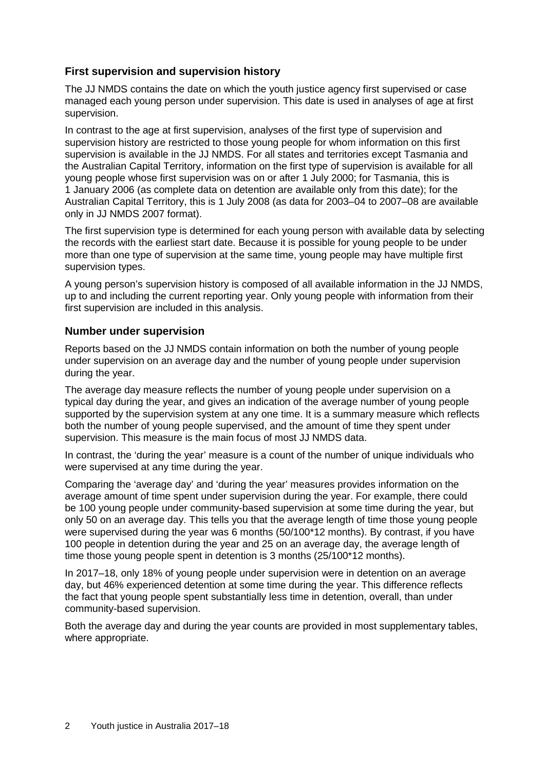### First supervision and supervision history

The JJ NMDS contains the date on which the youth justice agency first supervised or case managed each young person under supervision. This date is used in analyses of age at first supervision.

In contrast to the age at first supervision, analyses of the first type of supervision and supervision history are restricted to those young people for whom information on this first supervision is available in the JJ NMDS. For all states and territories except Tasmania and the Australian Capital Territory, information on the first type of supervision is available for all young people whose first supervision was on or after 1 July 2000; for Tasmania, this is 1 January 2006 (as complete data on detention are available only from this date); for the Australian Capital Territory, this is 1 July 2008 (as data for 2003–04 to 2007–08 are available only in JJ NMDS 2007 format).

The first supervision type is determined for each young person with available data by selecting the records with the earliest start date. Because it is possible for young people to be under more than one type of supervision at the same time, young people may have multiple first supervision types.

A young person's supervision history is composed of all available information in the JJ NMDS, up to and including the current reporting year. Only young people with information from their first supervision are included in this analysis.

### Number under supervision

Reports based on the JJ NMDS contain information on both the number of young people under supervision on an average day and the number of young people under supervision during the year.

The average day measure reflects the number of young people under supervision on a typical day during the year, and gives an indication of the average number of young people supported by the supervision system at any one time. It is a summary measure which reflects both the number of young people supervised, and the amount of time they spent under supervision. This measure is the main focus of most JJ NMDS data.

In contrast, the 'during the year' measure is a count of the number of unique individuals who were supervised at any time during the year.

Comparing the 'average day' and 'during the year' measures provides information on the average amount of time spent under supervision during the year. For example, there could be 100 young people under community-based supervision at some time during the year, but only 50 on an average day. This tells you that the average length of time those young people were supervised during the year was 6 months (50/100*12 months). By contrast, if you have 100 people in detention during the year and 25 on an average day, the average length of time those young people spent in detention is 3 months (25/100*12 months).

In 2017–18, only 18% of young people under supervision were in detention on an average day, but 46% experienced detention at some time during the year. This difference reflects the fact that young people spent substantially less time in detention, overall, than under community-based supervision.

Both the average day and during the year counts are provided in most supplementary tables, where appropriate.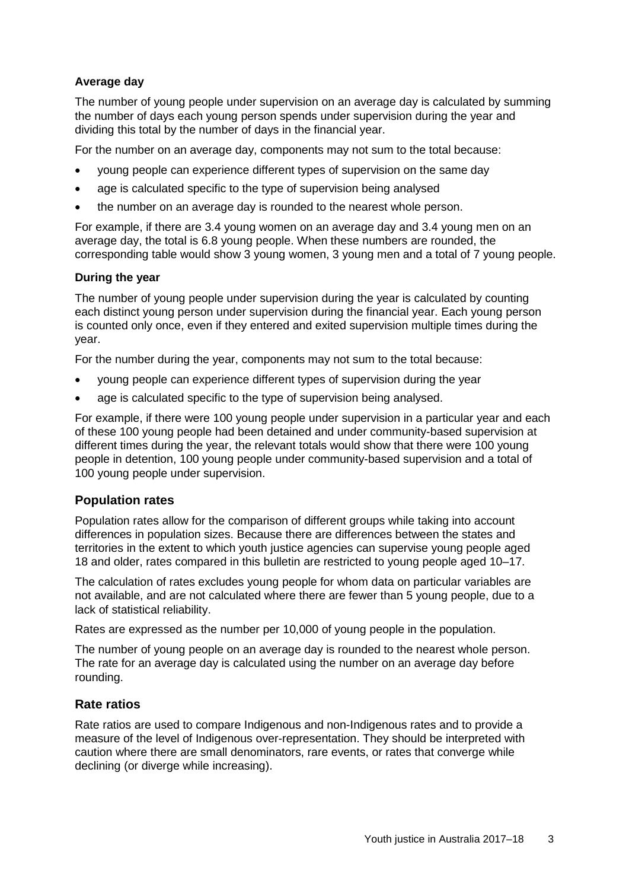### Average day

The number of young people under supervision on an average day is calculated by summing the number of days each young person spends under supervision during the year and dividing this total by the number of days in the financial year.

For the number on an average day, components may not sum to the total because:

- young people can experience different types of supervision on the same day
- age is calculated specific to the type of supervision being analysed
- the number on an average day is rounded to the nearest whole person.

For example, if there are 3.4 young women on an average day and 3.4 young men on an average day, the total is 6.8 young people. When these numbers are rounded, the corresponding table would show 3 young women, 3 young men and a total of 7 young people.

### During the year

The number of young people under supervision during the year is calculated by counting each distinct young person under supervision during the financial year. Each young person is counted only once, even if they entered and exited supervision multiple times during the year.

For the number during the year, components may not sum to the total because:

- young people can experience different types of supervision during the year
- age is calculated specific to the type of supervision being analysed.

For example, if there were 100 young people under supervision in a particular year and each of these 100 young people had been detained and under community-based supervision at different times during the year, the relevant totals would show that there were 100 young people in detention, 100 young people under community-based supervision and a total of 100 young people under supervision.

## Population rates

Population rates allow for the comparison of different groups while taking into account differences in population sizes. Because there are differences between the states and territories in the extent to which youth justice agencies can supervise young people aged 18 and older, rates compared in this bulletin are restricted to young people aged 10–17.

The calculation of rates excludes young people for whom data on particular variables are not available, and are not calculated where there are fewer than 5 young people, due to a lack of statistical reliability.

Rates are expressed as the number per 10,000 of young people in the population.

The number of young people on an average day is rounded to the nearest whole person. The rate for an average day is calculated using the number on an average day before rounding.

## Rate ratios

Rate ratios are used to compare Indigenous and non-Indigenous rates and to provide a measure of the level of Indigenous over-representation. They should be interpreted with caution where there are small denominators, rare events, or rates that converge while declining (or diverge while increasing).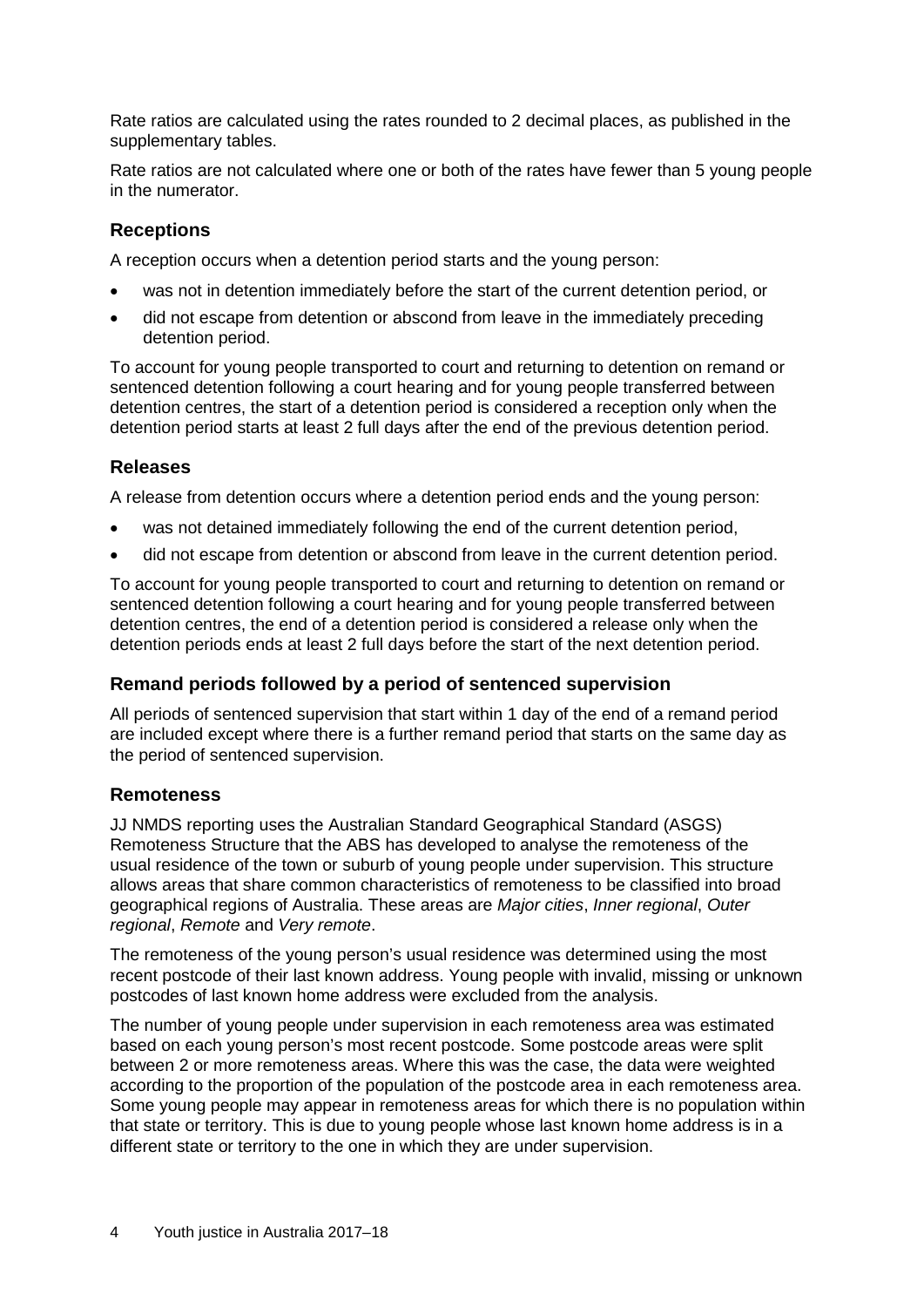Rate ratios are calculated using the rates rounded to 2 decimal places, as published in the supplementary tables.

Rate ratios are not calculated where one or both of the rates have fewer than 5 young people in the numerator.

### Receptions

A reception occurs when a detention period starts and the young person:

- was not in detention immediately before the start of the current detention period, or
- did not escape from detention or abscond from leave in the immediately preceding detention period.

To account for young people transported to court and returning to detention on remand or sentenced detention following a court hearing and for young people transferred between detention centres, the start of a detention period is considered a reception only when the detention period starts at least 2 full days after the end of the previous detention period.

### Releases

A release from detention occurs where a detention period ends and the young person:

- was not detained immediately following the end of the current detention period,
- did not escape from detention or abscond from leave in the current detention period.

To account for young people transported to court and returning to detention on remand or sentenced detention following a court hearing and for young people transferred between detention centres, the end of a detention period is considered a release only when the detention periods ends at least 2 full days before the start of the next detention period.

### Remand periods followed by a period of sentenced supervision

All periods of sentenced supervision that start within 1 day of the end of a remand period are included except where there is a further remand period that starts on the same day as the period of sentenced supervision.

### Remoteness

JJ NMDS reporting uses the Australian Standard Geographical Standard (ASGS) Remoteness Structure that the ABS has developed to analyse the remoteness of the usual residence of the town or suburb of young people under supervision. This structure allows areas that share common characteristics of remoteness to be classified into broad geographical regions of Australia. These areas are *Major cities*, *Inner regional*, *Outer regional*, *Remote* and *Very remote*.

The remoteness of the young person's usual residence was determined using the most recent postcode of their last known address. Young people with invalid, missing or unknown postcodes of last known home address were excluded from the analysis.

The number of young people under supervision in each remoteness area was estimated based on each young person's most recent postcode. Some postcode areas were split between 2 or more remoteness areas. Where this was the case, the data were weighted according to the proportion of the population of the postcode area in each remoteness area. Some young people may appear in remoteness areas for which there is no population within that state or territory. This is due to young people whose last known home address is in a different state or territory to the one in which they are under supervision.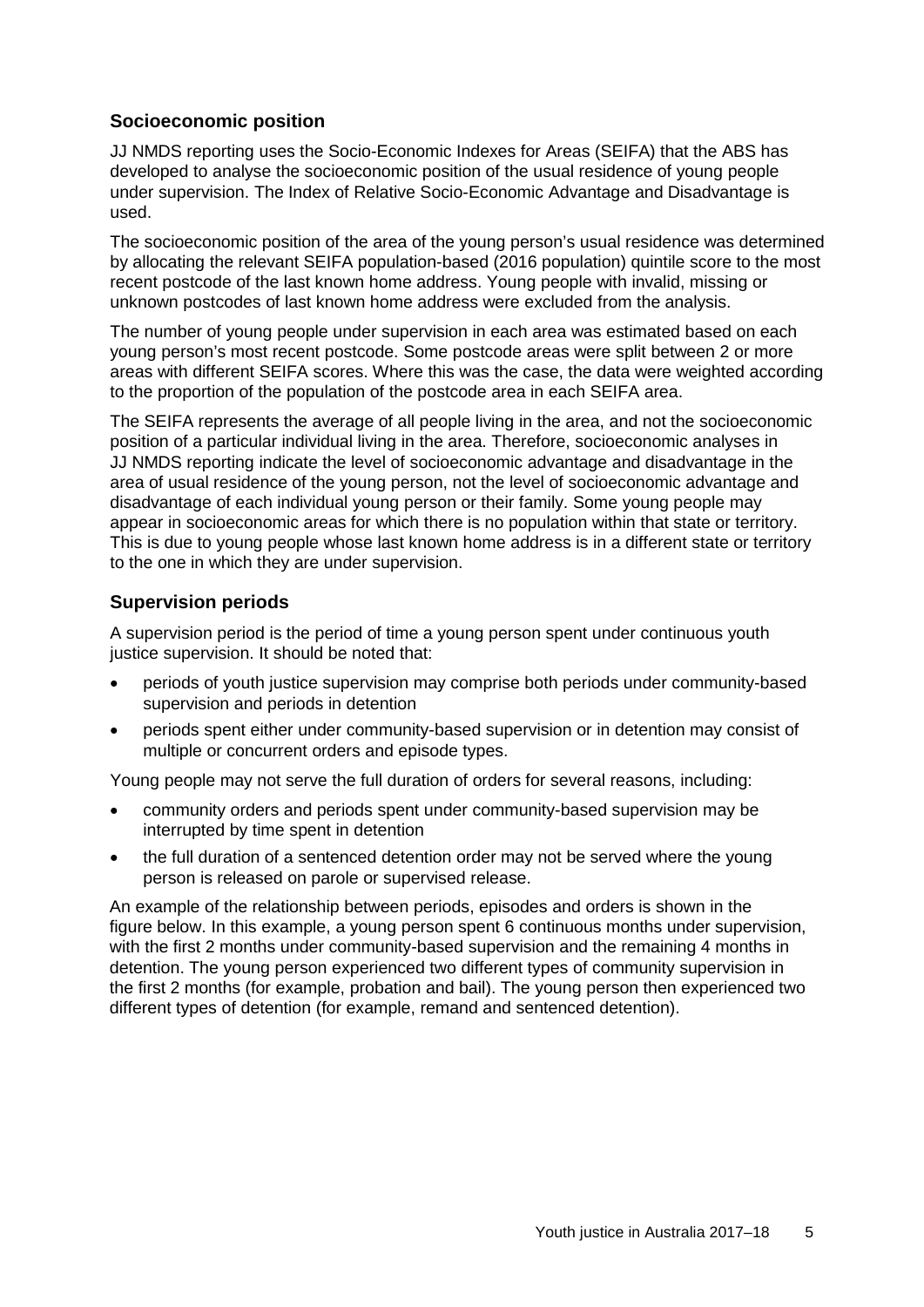### Socioeconomic position

JJ NMDS reporting uses the Socio-Economic Indexes for Areas (SEIFA) that the ABS has developed to analyse the socioeconomic position of the usual residence of young people under supervision. The Index of Relative Socio-Economic Advantage and Disadvantage is used.

The socioeconomic position of the area of the young person's usual residence was determined by allocating the relevant SEIFA population-based (2016 population) quintile score to the most recent postcode of the last known home address. Young people with invalid, missing or unknown postcodes of last known home address were excluded from the analysis.

The number of young people under supervision in each area was estimated based on each young person's most recent postcode. Some postcode areas were split between 2 or more areas with different SEIFA scores. Where this was the case, the data were weighted according to the proportion of the population of the postcode area in each SEIFA area.

The SEIFA represents the average of all people living in the area, and not the socioeconomic position of a particular individual living in the area. Therefore, socioeconomic analyses in JJ NMDS reporting indicate the level of socioeconomic advantage and disadvantage in the area of usual residence of the young person, not the level of socioeconomic advantage and disadvantage of each individual young person or their family. Some young people may appear in socioeconomic areas for which there is no population within that state or territory. This is due to young people whose last known home address is in a different state or territory to the one in which they are under supervision.

### Supervision periods

A supervision period is the period of time a young person spent under continuous youth justice supervision. It should be noted that:

- periods of youth justice supervision may comprise both periods under community-based supervision and periods in detention
- periods spent either under community-based supervision or in detention may consist of multiple or concurrent orders and episode types.

Young people may not serve the full duration of orders for several reasons, including:

- community orders and periods spent under community-based supervision may be interrupted by time spent in detention
- the full duration of a sentenced detention order may not be served where the young person is released on parole or supervised release.

An example of the relationship between periods, episodes and orders is shown in the figure below. In this example, a young person spent 6 continuous months under supervision, with the first 2 months under community-based supervision and the remaining 4 months in detention. The young person experienced two different types of community supervision in the first 2 months (for example, probation and bail). The young person then experienced two different types of detention (for example, remand and sentenced detention).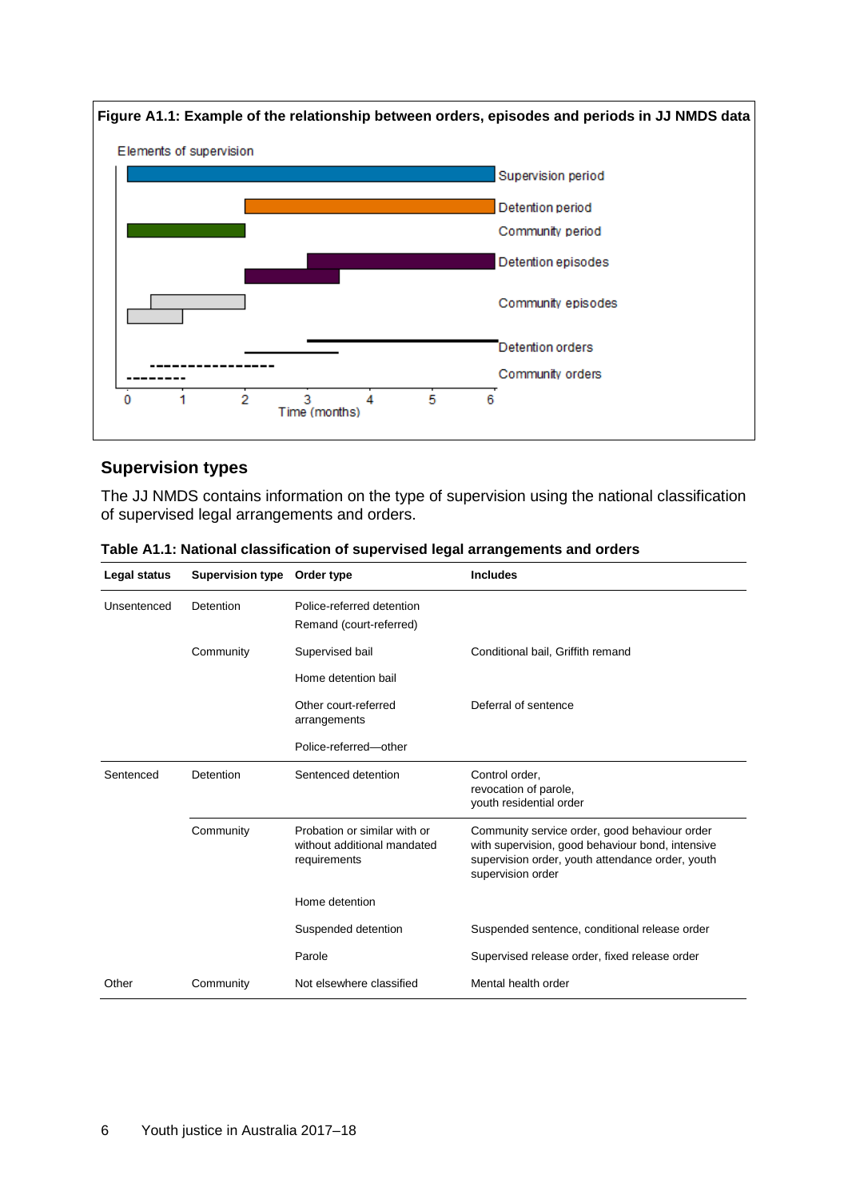**Figure A1.1: Example of the relationship between orders, episodes and periods in JJ NMDS data**

## Supervision types

The JJ NMDS contains information on the type of supervision using the national classification of supervised legal arrangements and orders.

**Table A1.1: National classification of supervised legal arrangements and orders**

| Legal status | Supervision type | Order type | Includes |
|---|---|---|---|
| Unsentenced | Detention | Police-referred detention | |
| | | Remand (court-referred) | |
| | Community | Supervised bail | Conditional bail, Griffith remand |
| | | Home detention bail | |
| | | Other court-referred arrangements | Deferral of sentence |
| | | Police-referred—other | |
| Sentenced | Detention | Sentenced detention | Control order, revocation of parole, youth residential order |
| | Community | Probation or similar with or without additional mandated requirements | Community service order, good behaviour order with supervision, good behaviour bond, intensive supervision order, youth attendance order, youth supervision order |
| | | Home detention | |
| | | Suspended detention | Suspended sentence, conditional release order |
| | | Parole | Supervised release order, fixed release order |
| Other | Community | Not elsewhere classified | Mental health order |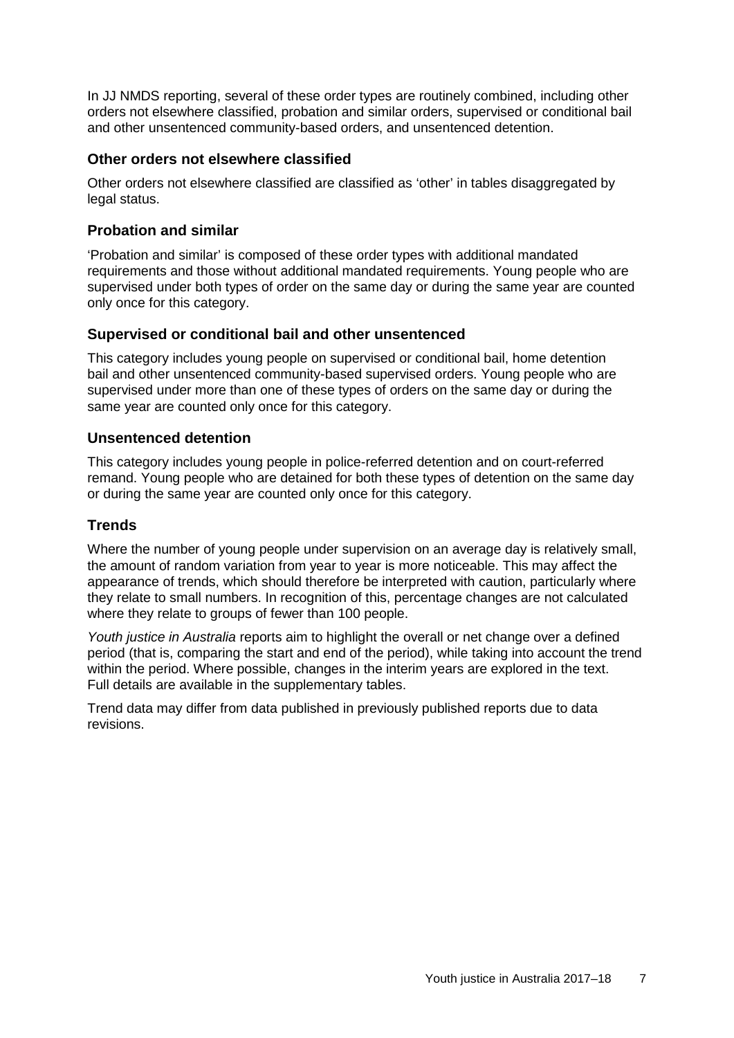In JJ NMDS reporting, several of these order types are routinely combined, including other orders not elsewhere classified, probation and similar orders, supervised or conditional bail and other unsentenced community-based orders, and unsentenced detention.

### Other orders not elsewhere classified

Other orders not elsewhere classified are classified as 'other' in tables disaggregated by legal status.

### Probation and similar

'Probation and similar' is composed of these order types with additional mandated requirements and those without additional mandated requirements. Young people who are supervised under both types of order on the same day or during the same year are counted only once for this category.

### Supervised or conditional bail and other unsentenced

This category includes young people on supervised or conditional bail, home detention bail and other unsentenced community-based supervised orders. Young people who are supervised under more than one of these types of orders on the same day or during the same year are counted only once for this category.

### Unsentenced detention

This category includes young people in police-referred detention and on court-referred remand. Young people who are detained for both these types of detention on the same day or during the same year are counted only once for this category.

### Trends

Where the number of young people under supervision on an average day is relatively small, the amount of random variation from year to year is more noticeable. This may affect the appearance of trends, which should therefore be interpreted with caution, particularly where they relate to small numbers. In recognition of this, percentage changes are not calculated where they relate to groups of fewer than 100 people.

*Youth justice in Australia* reports aim to highlight the overall or net change over a defined period (that is, comparing the start and end of the period), while taking into account the trend within the period. Where possible, changes in the interim years are explored in the text. Full details are available in the supplementary tables.

Trend data may differ from data published in previously published reports due to data revisions.